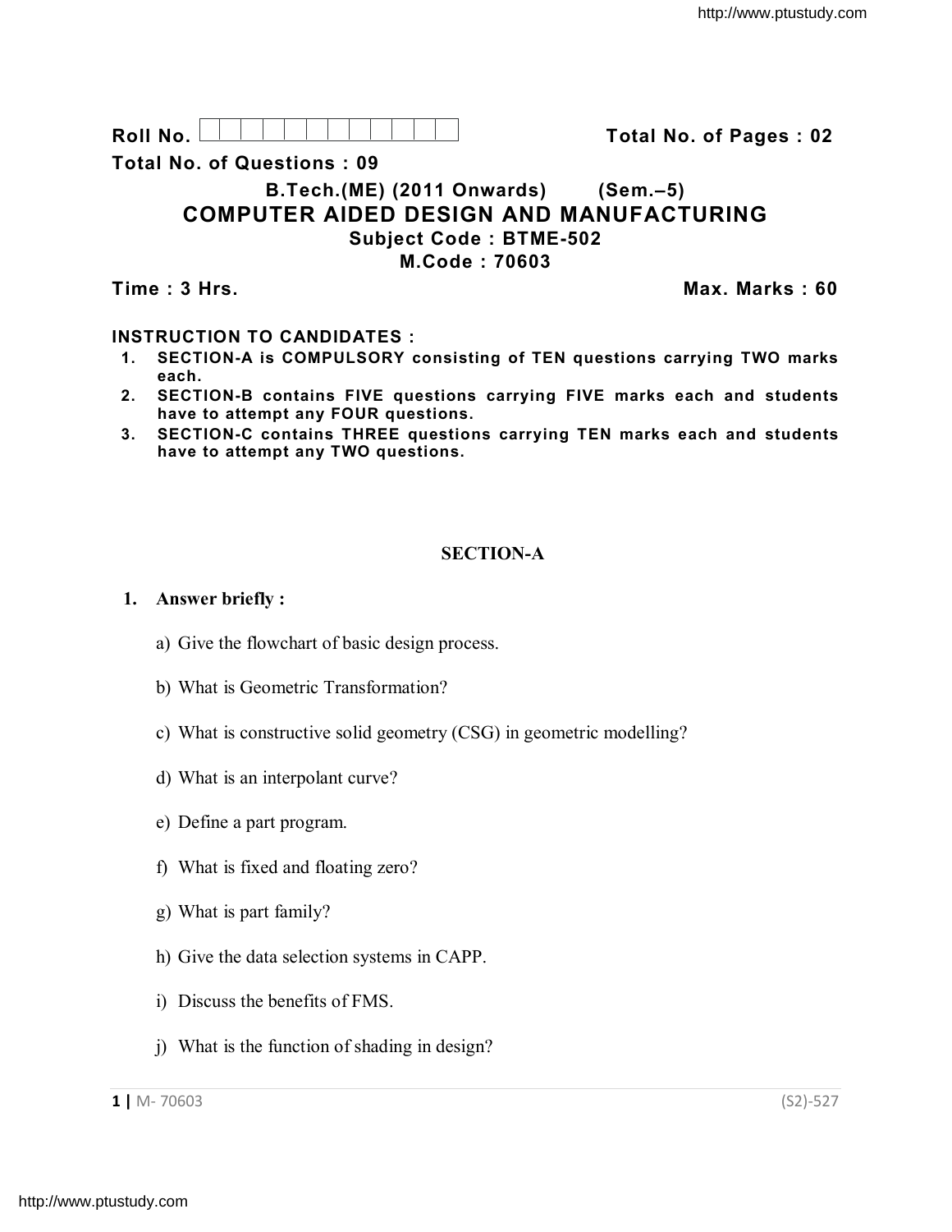Roll No. | | | | | | | | | | | | **Total No. of Pages : 02**

**Total No. of Questions : 09**

**B.Tech.(ME) (2011 Onwards) (Sem.–5)**

# COMPUTER AIDED DESIGN AND MANUFACTURING

**Subject Code : BTME-502**

**M.Code : 70603**

**Time : 3 Hrs.** **Max. Marks : 60**

**INSTRUCTION TO CANDIDATES :**

1. **SECTION-A is COMPULSORY consisting of TEN questions carrying TWO marks each.**
2. **SECTION-B contains FIVE questions carrying FIVE marks each and students have to attempt any FOUR questions.**
3. **SECTION-C contains THREE questions carrying TEN marks each and students have to attempt any TWO questions.**

## SECTION-A

**1. Answer briefly :**

a) Give the flowchart of basic design process.

b) What is Geometric Transformation?

c) What is constructive solid geometry (CSG) in geometric modelling?

d) What is an interpolant curve?

e) Define a part program.

f) What is fixed and floating zero?

g) What is part family?

h) Give the data selection systems in CAPP.

i) Discuss the benefits of FMS.

j) What is the function of shading in design?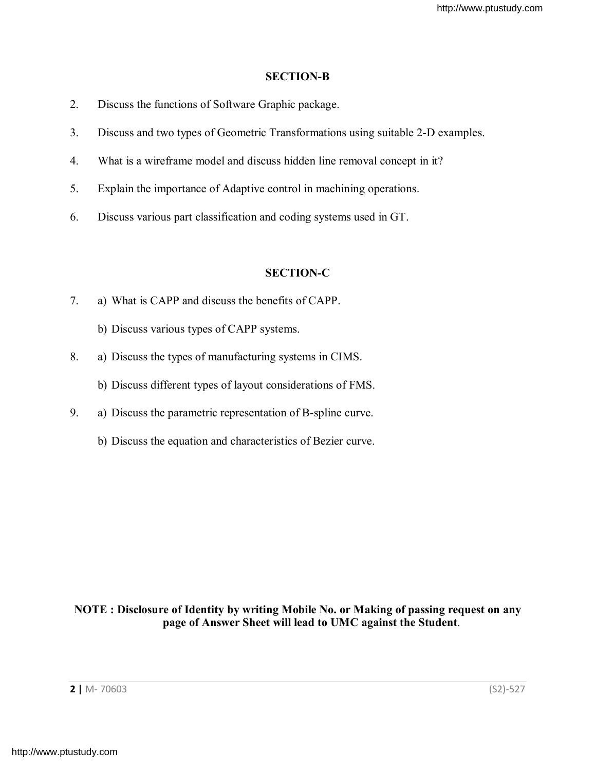## SECTION-B

2. Discuss the functions of Software Graphic package.

3. Discuss and two types of Geometric Transformations using suitable 2-D examples.

4. What is a wireframe model and discuss hidden line removal concept in it?

5. Explain the importance of Adaptive control in machining operations.

6. Discuss various part classification and coding systems used in GT.

## SECTION-C

7. a) What is CAPP and discuss the benefits of CAPP.

   b) Discuss various types of CAPP systems.

8. a) Discuss the types of manufacturing systems in CIMS.

   b) Discuss different types of layout considerations of FMS.

9. a) Discuss the parametric representation of B-spline curve.

   b) Discuss the equation and characteristics of Bezier curve.

**NOTE : Disclosure of Identity by writing Mobile No. or Making of passing request on any page of Answer Sheet will lead to UMC against the Student**.